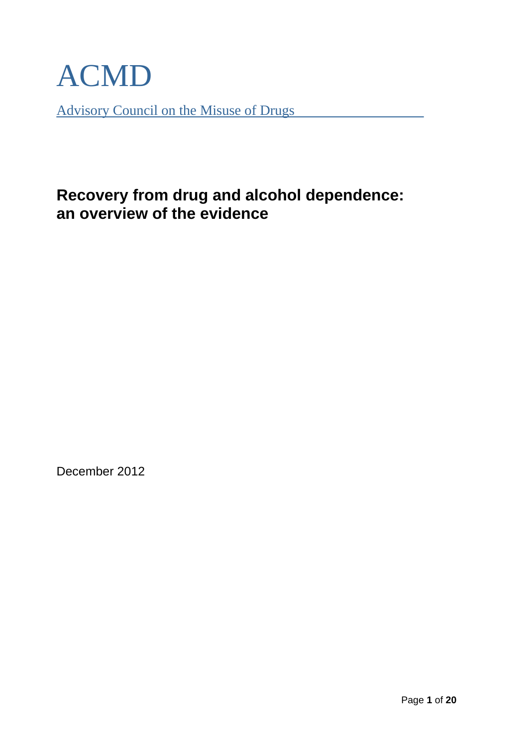# ACMD

Advisory Council on the Misuse of Drugs

## Recovery from drug and alcohol dependence: an overview of the evidence

December 2012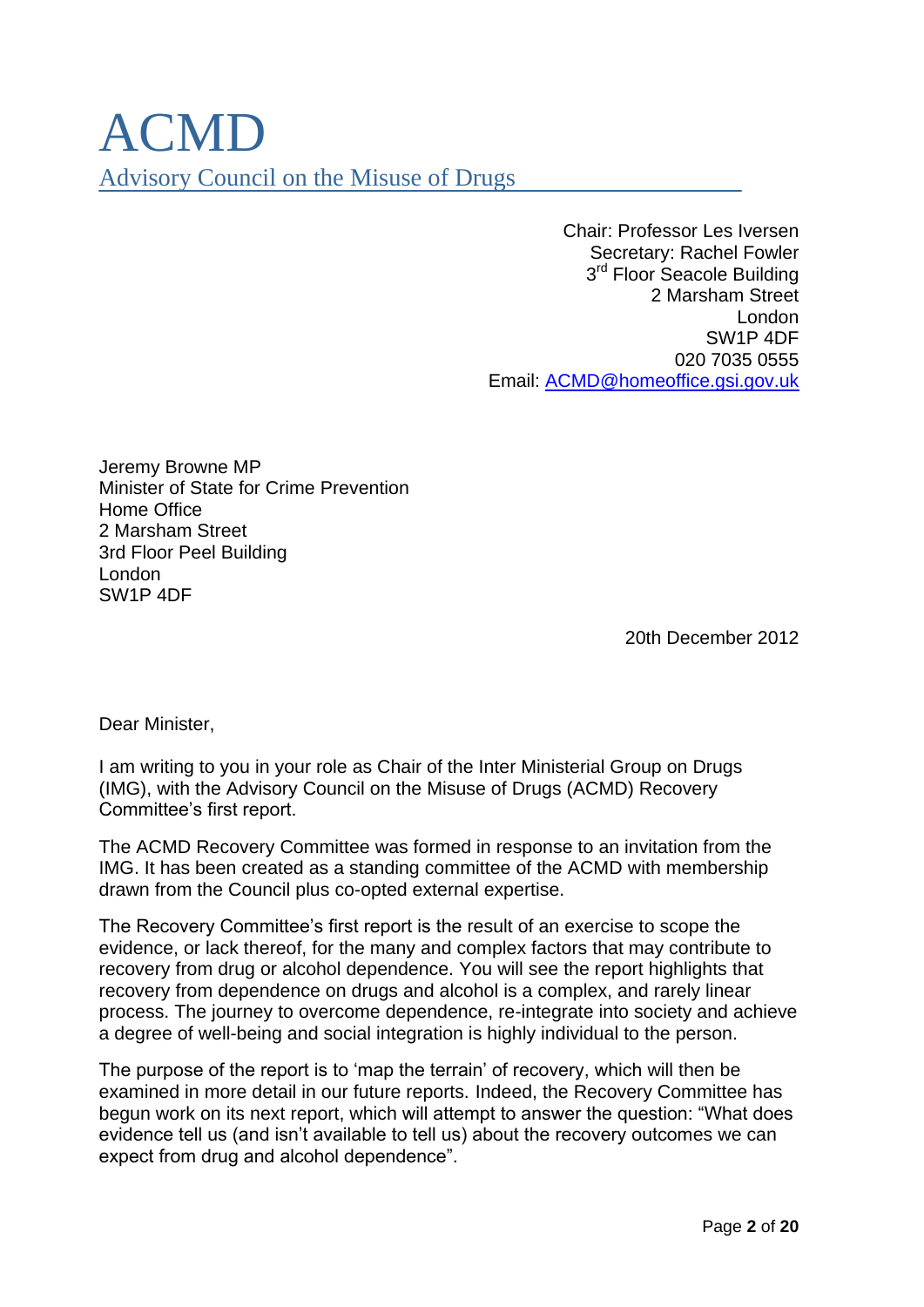# ACMD

## Advisory Council on the Misuse of Drugs

Chair: Professor Les Iversen
Secretary: Rachel Fowler
3rd Floor Seacole Building
2 Marsham Street
London
SW1P 4DF
020 7035 0555
Email: ACMD@homeoffice.gsi.gov.uk

Jeremy Browne MP
Minister of State for Crime Prevention
Home Office
2 Marsham Street
3rd Floor Peel Building
London
SW1P 4DF

20th December 2012

Dear Minister,

I am writing to you in your role as Chair of the Inter Ministerial Group on Drugs (IMG), with the Advisory Council on the Misuse of Drugs (ACMD) Recovery Committee's first report.

The ACMD Recovery Committee was formed in response to an invitation from the IMG. It has been created as a standing committee of the ACMD with membership drawn from the Council plus co-opted external expertise.

The Recovery Committee's first report is the result of an exercise to scope the evidence, or lack thereof, for the many and complex factors that may contribute to recovery from drug or alcohol dependence. You will see the report highlights that recovery from dependence on drugs and alcohol is a complex, and rarely linear process. The journey to overcome dependence, re-integrate into society and achieve a degree of well-being and social integration is highly individual to the person.

The purpose of the report is to 'map the terrain' of recovery, which will then be examined in more detail in our future reports. Indeed, the Recovery Committee has begun work on its next report, which will attempt to answer the question: "What does evidence tell us (and isn't available to tell us) about the recovery outcomes we can expect from drug and alcohol dependence".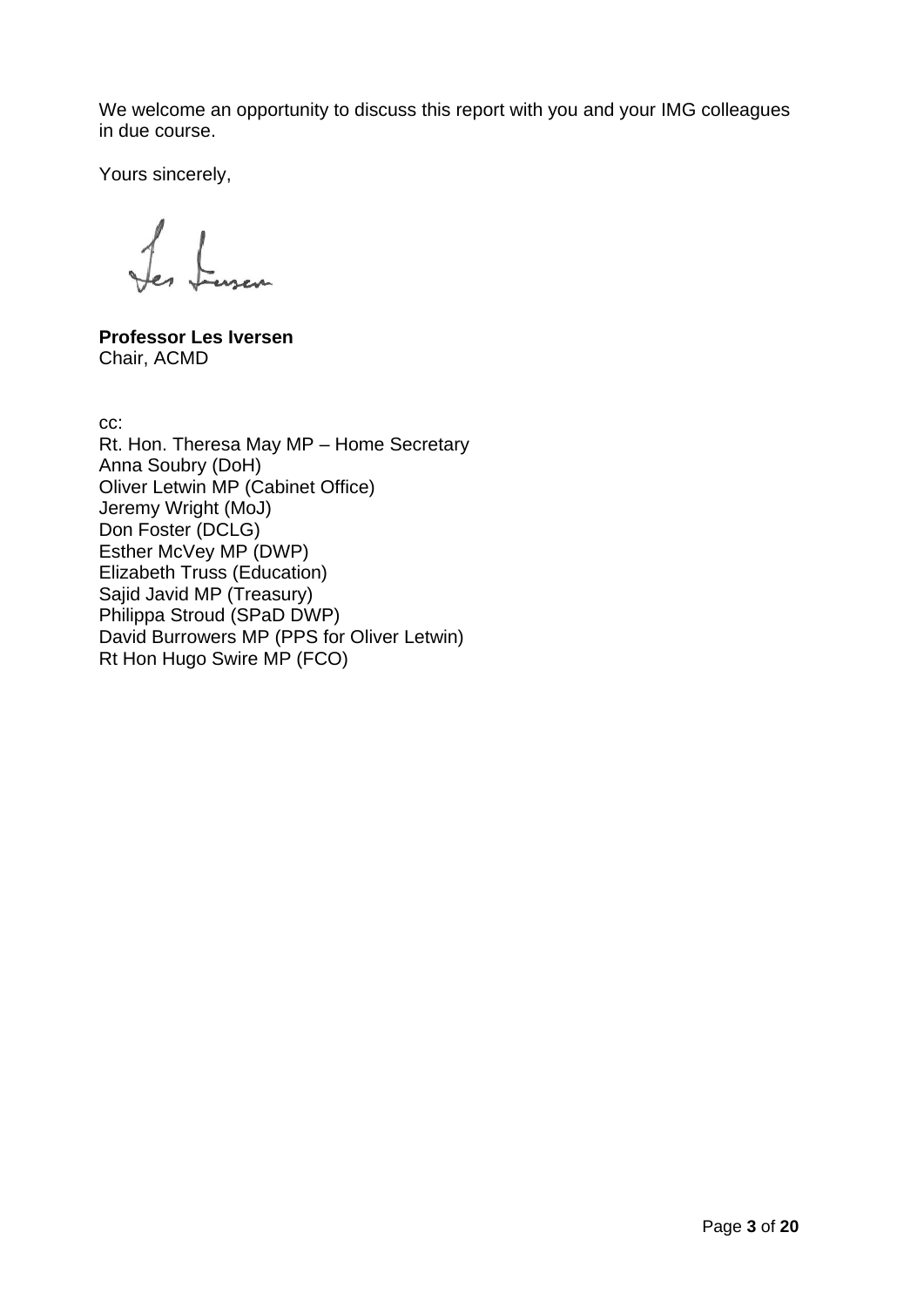We welcome an opportunity to discuss this report with you and your IMG colleagues in due course.

Yours sincerely,

**Professor Les Iversen**
Chair, ACMD

cc:
Rt. Hon. Theresa May MP – Home Secretary
Anna Soubry (DoH)
Oliver Letwin MP (Cabinet Office)
Jeremy Wright (MoJ)
Don Foster (DCLG)
Esther McVey MP (DWP)
Elizabeth Truss (Education)
Sajid Javid MP (Treasury)
Philippa Stroud (SPaD DWP)
David Burrowers MP (PPS for Oliver Letwin)
Rt Hon Hugo Swire MP (FCO)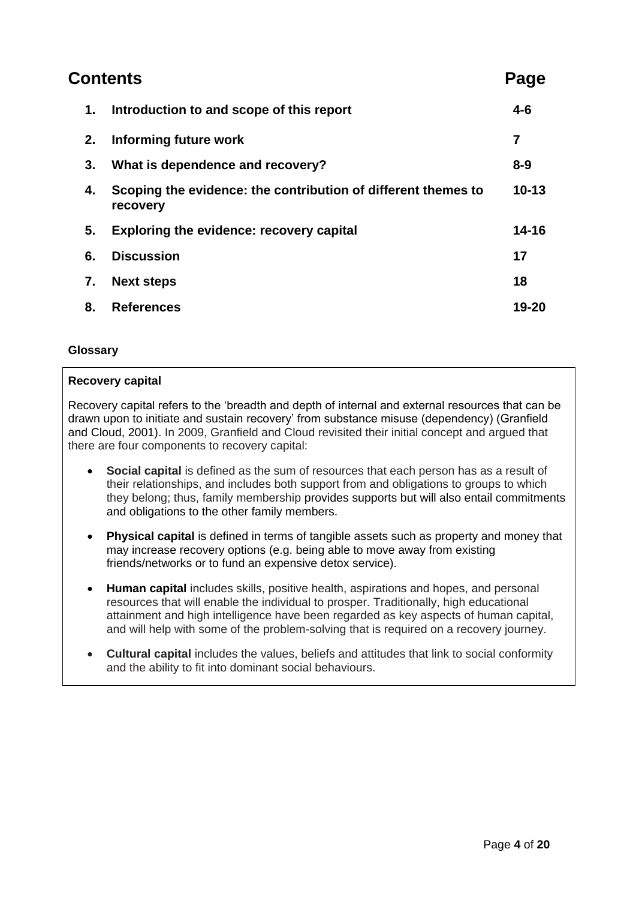# Contents

| | | Page |
|---|---|---|
| 1. | Introduction to and scope of this report | 4-6 |
| 2. | Informing future work | 7 |
| 3. | What is dependence and recovery? | 8-9 |
| 4. | Scoping the evidence: the contribution of different themes to recovery | 10-13 |
| 5. | Exploring the evidence: recovery capital | 14-16 |
| 6. | Discussion | 17 |
| 7. | Next steps | 18 |
| 8. | References | 19-20 |

**Glossary**

**Recovery capital**

Recovery capital refers to the 'breadth and depth of internal and external resources that can be drawn upon to initiate and sustain recovery' from substance misuse (dependency) (Granfield and Cloud, 2001). In 2009, Granfield and Cloud revisited their initial concept and argued that there are four components to recovery capital:

- **Social capital** is defined as the sum of resources that each person has as a result of their relationships, and includes both support from and obligations to groups to which they belong; thus, family membership provides supports but will also entail commitments and obligations to the other family members.
- **Physical capital** is defined in terms of tangible assets such as property and money that may increase recovery options (e.g. being able to move away from existing friends/networks or to fund an expensive detox service).
- **Human capital** includes skills, positive health, aspirations and hopes, and personal resources that will enable the individual to prosper. Traditionally, high educational attainment and high intelligence have been regarded as key aspects of human capital, and will help with some of the problem-solving that is required on a recovery journey.
- **Cultural capital** includes the values, beliefs and attitudes that link to social conformity and the ability to fit into dominant social behaviours.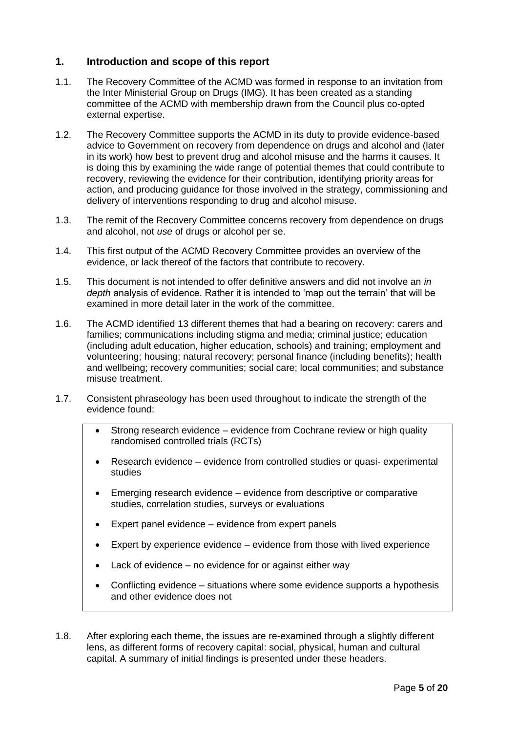## 1. Introduction and scope of this report

1.1. The Recovery Committee of the ACMD was formed in response to an invitation from the Inter Ministerial Group on Drugs (IMG). It has been created as a standing committee of the ACMD with membership drawn from the Council plus co-opted external expertise.

1.2. The Recovery Committee supports the ACMD in its duty to provide evidence-based advice to Government on recovery from dependence on drugs and alcohol and (later in its work) how best to prevent drug and alcohol misuse and the harms it causes. It is doing this by examining the wide range of potential themes that could contribute to recovery, reviewing the evidence for their contribution, identifying priority areas for action, and producing guidance for those involved in the strategy, commissioning and delivery of interventions responding to drug and alcohol misuse.

1.3. The remit of the Recovery Committee concerns recovery from dependence on drugs and alcohol, not *use* of drugs or alcohol per se.

1.4. This first output of the ACMD Recovery Committee provides an overview of the evidence, or lack thereof of the factors that contribute to recovery.

1.5. This document is not intended to offer definitive answers and did not involve an *in depth* analysis of evidence. Rather it is intended to 'map out the terrain' that will be examined in more detail later in the work of the committee.

1.6. The ACMD identified 13 different themes that had a bearing on recovery: carers and families; communications including stigma and media; criminal justice; education (including adult education, higher education, schools) and training; employment and volunteering; housing; natural recovery; personal finance (including benefits); health and wellbeing; recovery communities; social care; local communities; and substance misuse treatment.

1.7. Consistent phraseology has been used throughout to indicate the strength of the evidence found:

- Strong research evidence – evidence from Cochrane review or high quality randomised controlled trials (RCTs)
- Research evidence – evidence from controlled studies or quasi- experimental studies
- Emerging research evidence – evidence from descriptive or comparative studies, correlation studies, surveys or evaluations
- Expert panel evidence – evidence from expert panels
- Expert by experience evidence – evidence from those with lived experience
- Lack of evidence – no evidence for or against either way
- Conflicting evidence – situations where some evidence supports a hypothesis and other evidence does not

1.8. After exploring each theme, the issues are re-examined through a slightly different lens, as different forms of recovery capital: social, physical, human and cultural capital. A summary of initial findings is presented under these headers.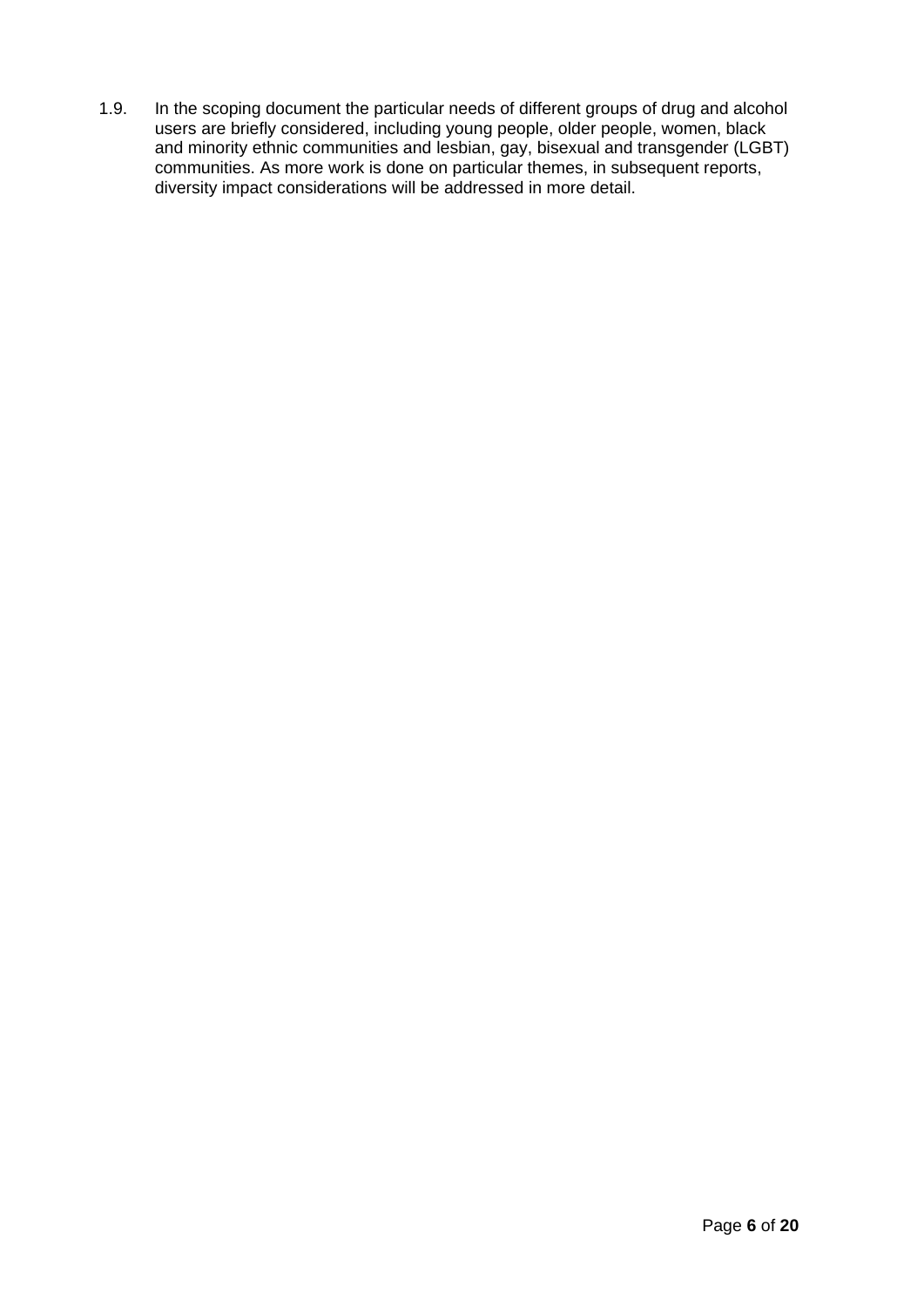1.9. In the scoping document the particular needs of different groups of drug and alcohol users are briefly considered, including young people, older people, women, black and minority ethnic communities and lesbian, gay, bisexual and transgender (LGBT) communities. As more work is done on particular themes, in subsequent reports, diversity impact considerations will be addressed in more detail.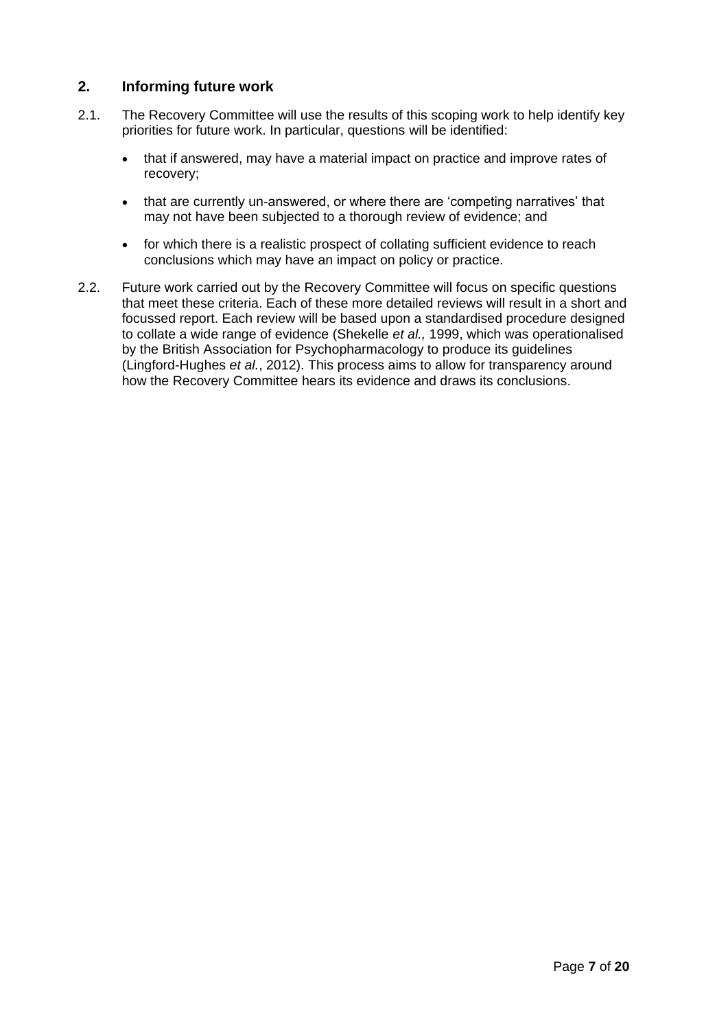## 2. Informing future work

2.1. The Recovery Committee will use the results of this scoping work to help identify key priorities for future work. In particular, questions will be identified:

- that if answered, may have a material impact on practice and improve rates of recovery;
- that are currently un-answered, or where there are 'competing narratives' that may not have been subjected to a thorough review of evidence; and
- for which there is a realistic prospect of collating sufficient evidence to reach conclusions which may have an impact on policy or practice.

2.2. Future work carried out by the Recovery Committee will focus on specific questions that meet these criteria. Each of these more detailed reviews will result in a short and focussed report. Each review will be based upon a standardised procedure designed to collate a wide range of evidence (Shekelle *et al.,* 1999, which was operationalised by the British Association for Psychopharmacology to produce its guidelines (Lingford-Hughes *et al.*, 2012). This process aims to allow for transparency around how the Recovery Committee hears its evidence and draws its conclusions.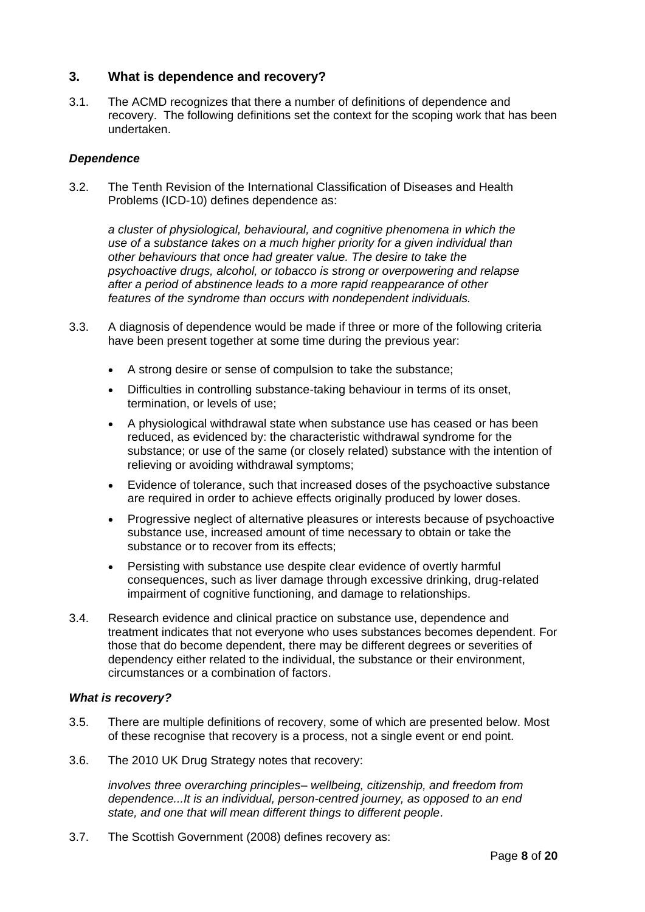## 3. What is dependence and recovery?

3.1. The ACMD recognizes that there a number of definitions of dependence and recovery. The following definitions set the context for the scoping work that has been undertaken.

### *Dependence*

3.2. The Tenth Revision of the International Classification of Diseases and Health Problems (ICD-10) defines dependence as:

> *a cluster of physiological, behavioural, and cognitive phenomena in which the use of a substance takes on a much higher priority for a given individual than other behaviours that once had greater value. The desire to take the psychoactive drugs, alcohol, or tobacco is strong or overpowering and relapse after a period of abstinence leads to a more rapid reappearance of other features of the syndrome than occurs with nondependent individuals.*

3.3. A diagnosis of dependence would be made if three or more of the following criteria have been present together at some time during the previous year:

- A strong desire or sense of compulsion to take the substance;
- Difficulties in controlling substance-taking behaviour in terms of its onset, termination, or levels of use;
- A physiological withdrawal state when substance use has ceased or has been reduced, as evidenced by: the characteristic withdrawal syndrome for the substance; or use of the same (or closely related) substance with the intention of relieving or avoiding withdrawal symptoms;
- Evidence of tolerance, such that increased doses of the psychoactive substance are required in order to achieve effects originally produced by lower doses.
- Progressive neglect of alternative pleasures or interests because of psychoactive substance use, increased amount of time necessary to obtain or take the substance or to recover from its effects;
- Persisting with substance use despite clear evidence of overtly harmful consequences, such as liver damage through excessive drinking, drug-related impairment of cognitive functioning, and damage to relationships.

3.4. Research evidence and clinical practice on substance use, dependence and treatment indicates that not everyone who uses substances becomes dependent. For those that do become dependent, there may be different degrees or severities of dependency either related to the individual, the substance or their environment, circumstances or a combination of factors.

### *What is recovery?*

3.5. There are multiple definitions of recovery, some of which are presented below. Most of these recognise that recovery is a process, not a single event or end point.

3.6. The 2010 UK Drug Strategy notes that recovery:

> *involves three overarching principles– wellbeing, citizenship, and freedom from dependence...It is an individual, person-centred journey, as opposed to an end state, and one that will mean different things to different people*.

3.7. The Scottish Government (2008) defines recovery as: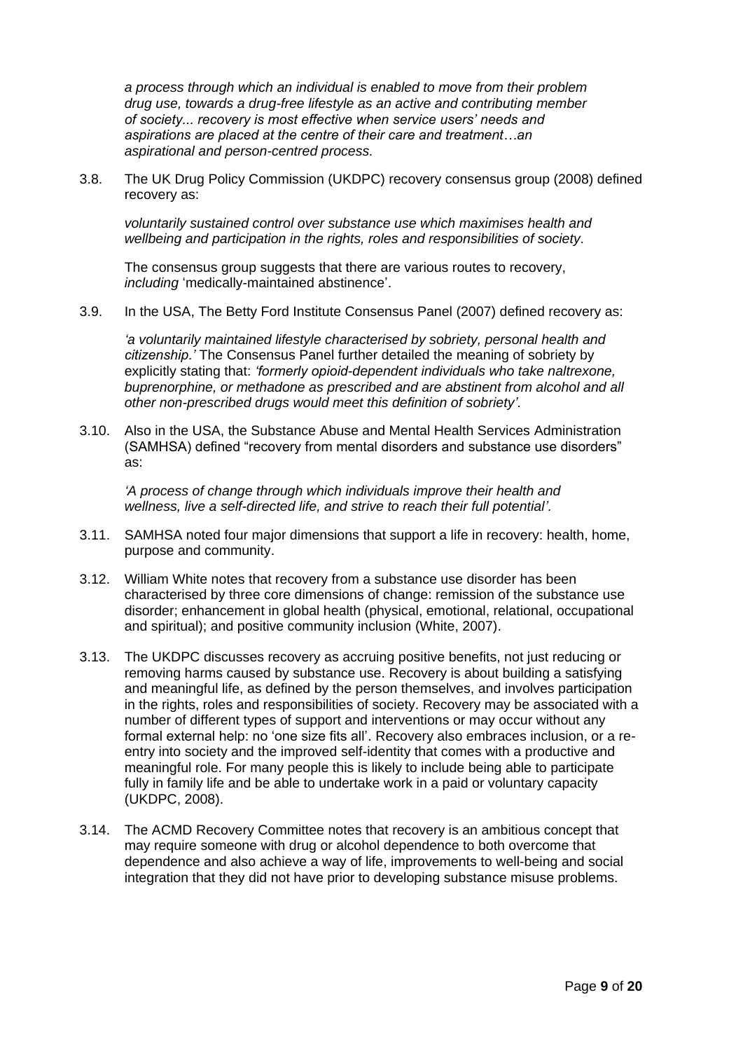*a process through which an individual is enabled to move from their problem drug use, towards a drug-free lifestyle as an active and contributing member of society... recovery is most effective when service users' needs and aspirations are placed at the centre of their care and treatment…an aspirational and person-centred process.*

3.8. The UK Drug Policy Commission (UKDPC) recovery consensus group (2008) defined recovery as:

*voluntarily sustained control over substance use which maximises health and wellbeing and participation in the rights, roles and responsibilities of society.*

The consensus group suggests that there are various routes to recovery, *including* 'medically-maintained abstinence'.

3.9. In the USA, The Betty Ford Institute Consensus Panel (2007) defined recovery as:

*'a voluntarily maintained lifestyle characterised by sobriety, personal health and citizenship.'* The Consensus Panel further detailed the meaning of sobriety by explicitly stating that: *'formerly opioid-dependent individuals who take naltrexone, buprenorphine, or methadone as prescribed and are abstinent from alcohol and all other non-prescribed drugs would meet this definition of sobriety'.*

3.10. Also in the USA, the Substance Abuse and Mental Health Services Administration (SAMHSA) defined "recovery from mental disorders and substance use disorders" as:

*'A process of change through which individuals improve their health and wellness, live a self-directed life, and strive to reach their full potential'.*

3.11. SAMHSA noted four major dimensions that support a life in recovery: health, home, purpose and community.

3.12. William White notes that recovery from a substance use disorder has been characterised by three core dimensions of change: remission of the substance use disorder; enhancement in global health (physical, emotional, relational, occupational and spiritual); and positive community inclusion (White, 2007).

3.13. The UKDPC discusses recovery as accruing positive benefits, not just reducing or removing harms caused by substance use. Recovery is about building a satisfying and meaningful life, as defined by the person themselves, and involves participation in the rights, roles and responsibilities of society. Recovery may be associated with a number of different types of support and interventions or may occur without any formal external help: no 'one size fits all'. Recovery also embraces inclusion, or a re-entry into society and the improved self-identity that comes with a productive and meaningful role. For many people this is likely to include being able to participate fully in family life and be able to undertake work in a paid or voluntary capacity (UKDPC, 2008).

3.14. The ACMD Recovery Committee notes that recovery is an ambitious concept that may require someone with drug or alcohol dependence to both overcome that dependence and also achieve a way of life, improvements to well-being and social integration that they did not have prior to developing substance misuse problems.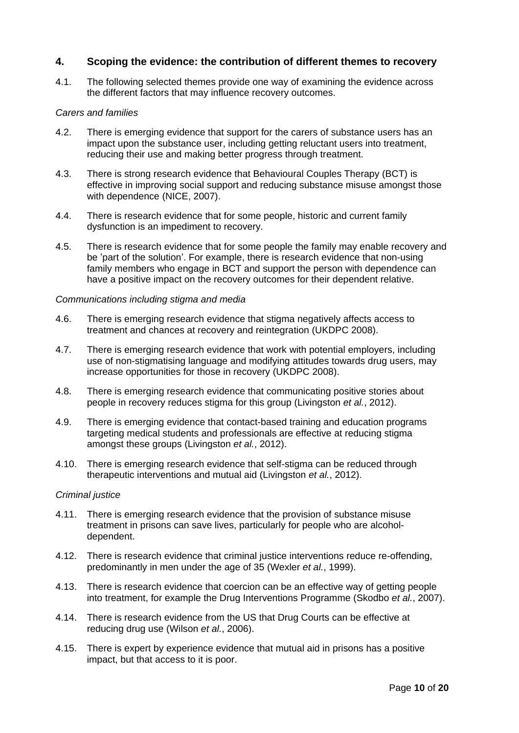## 4. Scoping the evidence: the contribution of different themes to recovery

4.1. The following selected themes provide one way of examining the evidence across the different factors that may influence recovery outcomes.

*Carers and families*

4.2. There is emerging evidence that support for the carers of substance users has an impact upon the substance user, including getting reluctant users into treatment, reducing their use and making better progress through treatment.

4.3. There is strong research evidence that Behavioural Couples Therapy (BCT) is effective in improving social support and reducing substance misuse amongst those with dependence (NICE, 2007).

4.4. There is research evidence that for some people, historic and current family dysfunction is an impediment to recovery.

4.5. There is research evidence that for some people the family may enable recovery and be 'part of the solution'. For example, there is research evidence that non-using family members who engage in BCT and support the person with dependence can have a positive impact on the recovery outcomes for their dependent relative.

*Communications including stigma and media*

4.6. There is emerging research evidence that stigma negatively affects access to treatment and chances at recovery and reintegration (UKDPC 2008).

4.7. There is emerging research evidence that work with potential employers, including use of non-stigmatising language and modifying attitudes towards drug users, may increase opportunities for those in recovery (UKDPC 2008).

4.8. There is emerging research evidence that communicating positive stories about people in recovery reduces stigma for this group (Livingston *et al.*, 2012).

4.9. There is emerging evidence that contact-based training and education programs targeting medical students and professionals are effective at reducing stigma amongst these groups (Livingston *et al.*, 2012).

4.10. There is emerging research evidence that self-stigma can be reduced through therapeutic interventions and mutual aid (Livingston *et al.*, 2012).

*Criminal justice*

4.11. There is emerging research evidence that the provision of substance misuse treatment in prisons can save lives, particularly for people who are alcohol-dependent.

4.12. There is research evidence that criminal justice interventions reduce re-offending, predominantly in men under the age of 35 (Wexler *et al.*, 1999).

4.13. There is research evidence that coercion can be an effective way of getting people into treatment, for example the Drug Interventions Programme (Skodbo *et al.*, 2007).

4.14. There is research evidence from the US that Drug Courts can be effective at reducing drug use (Wilson *et al.*, 2006).

4.15. There is expert by experience evidence that mutual aid in prisons has a positive impact, but that access to it is poor.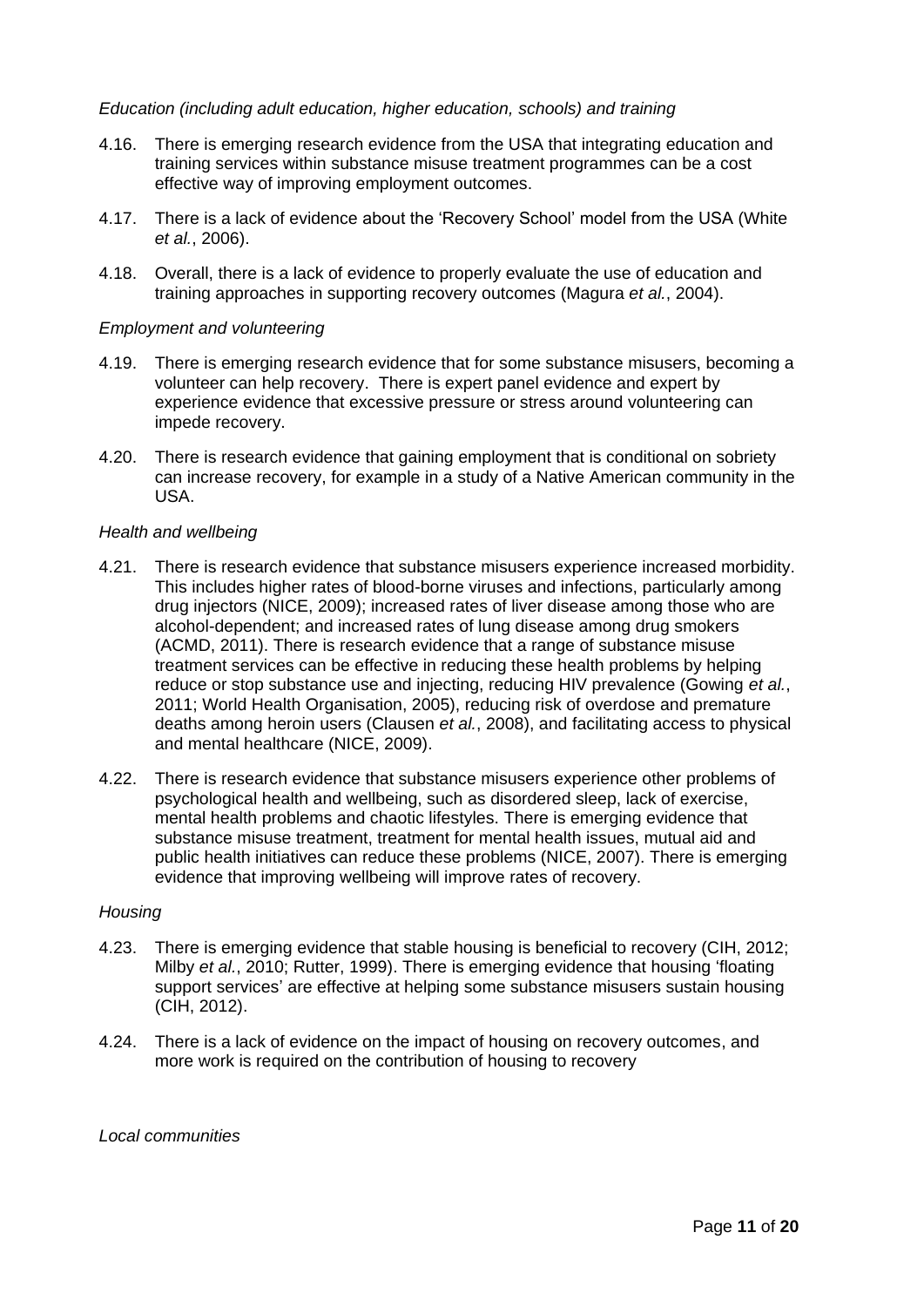*Education (including adult education, higher education, schools) and training*

4.16. There is emerging research evidence from the USA that integrating education and training services within substance misuse treatment programmes can be a cost effective way of improving employment outcomes.

4.17. There is a lack of evidence about the 'Recovery School' model from the USA (White *et al.*, 2006).

4.18. Overall, there is a lack of evidence to properly evaluate the use of education and training approaches in supporting recovery outcomes (Magura *et al.*, 2004).

*Employment and volunteering*

4.19. There is emerging research evidence that for some substance misusers, becoming a volunteer can help recovery. There is expert panel evidence and expert by experience evidence that excessive pressure or stress around volunteering can impede recovery.

4.20. There is research evidence that gaining employment that is conditional on sobriety can increase recovery, for example in a study of a Native American community in the USA.

*Health and wellbeing*

4.21. There is research evidence that substance misusers experience increased morbidity. This includes higher rates of blood-borne viruses and infections, particularly among drug injectors (NICE, 2009); increased rates of liver disease among those who are alcohol-dependent; and increased rates of lung disease among drug smokers (ACMD, 2011). There is research evidence that a range of substance misuse treatment services can be effective in reducing these health problems by helping reduce or stop substance use and injecting, reducing HIV prevalence (Gowing *et al.*, 2011; World Health Organisation, 2005), reducing risk of overdose and premature deaths among heroin users (Clausen *et al.*, 2008), and facilitating access to physical and mental healthcare (NICE, 2009).

4.22. There is research evidence that substance misusers experience other problems of psychological health and wellbeing, such as disordered sleep, lack of exercise, mental health problems and chaotic lifestyles. There is emerging evidence that substance misuse treatment, treatment for mental health issues, mutual aid and public health initiatives can reduce these problems (NICE, 2007). There is emerging evidence that improving wellbeing will improve rates of recovery.

*Housing*

4.23. There is emerging evidence that stable housing is beneficial to recovery (CIH, 2012; Milby *et al.*, 2010; Rutter, 1999). There is emerging evidence that housing 'floating support services' are effective at helping some substance misusers sustain housing (CIH, 2012).

4.24. There is a lack of evidence on the impact of housing on recovery outcomes, and more work is required on the contribution of housing to recovery

*Local communities*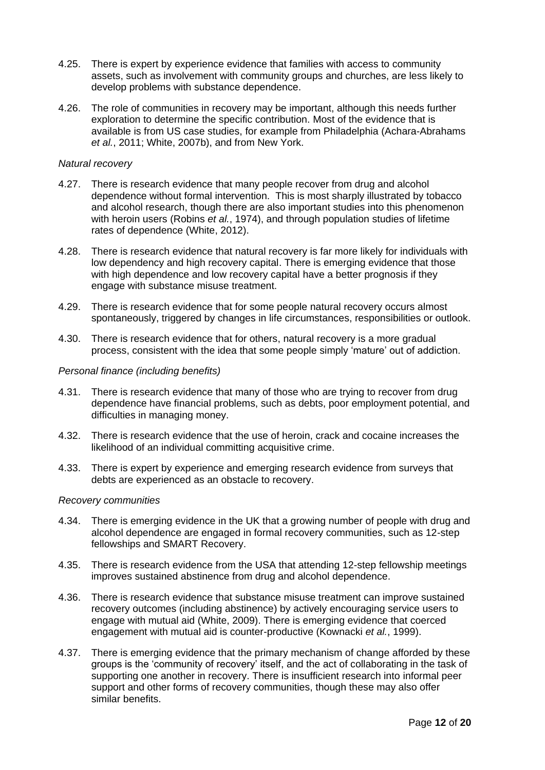4.25. There is expert by experience evidence that families with access to community assets, such as involvement with community groups and churches, are less likely to develop problems with substance dependence.

4.26. The role of communities in recovery may be important, although this needs further exploration to determine the specific contribution. Most of the evidence that is available is from US case studies, for example from Philadelphia (Achara-Abrahams *et al.*, 2011; White, 2007b), and from New York.

*Natural recovery*

4.27. There is research evidence that many people recover from drug and alcohol dependence without formal intervention. This is most sharply illustrated by tobacco and alcohol research, though there are also important studies into this phenomenon with heroin users (Robins *et al.*, 1974), and through population studies of lifetime rates of dependence (White, 2012).

4.28. There is research evidence that natural recovery is far more likely for individuals with low dependency and high recovery capital. There is emerging evidence that those with high dependence and low recovery capital have a better prognosis if they engage with substance misuse treatment.

4.29. There is research evidence that for some people natural recovery occurs almost spontaneously, triggered by changes in life circumstances, responsibilities or outlook.

4.30. There is research evidence that for others, natural recovery is a more gradual process, consistent with the idea that some people simply 'mature' out of addiction.

*Personal finance (including benefits)*

4.31. There is research evidence that many of those who are trying to recover from drug dependence have financial problems, such as debts, poor employment potential, and difficulties in managing money.

4.32. There is research evidence that the use of heroin, crack and cocaine increases the likelihood of an individual committing acquisitive crime.

4.33. There is expert by experience and emerging research evidence from surveys that debts are experienced as an obstacle to recovery.

*Recovery communities*

4.34. There is emerging evidence in the UK that a growing number of people with drug and alcohol dependence are engaged in formal recovery communities, such as 12-step fellowships and SMART Recovery.

4.35. There is research evidence from the USA that attending 12-step fellowship meetings improves sustained abstinence from drug and alcohol dependence.

4.36. There is research evidence that substance misuse treatment can improve sustained recovery outcomes (including abstinence) by actively encouraging service users to engage with mutual aid (White, 2009). There is emerging evidence that coerced engagement with mutual aid is counter-productive (Kownacki *et al.*, 1999).

4.37. There is emerging evidence that the primary mechanism of change afforded by these groups is the 'community of recovery' itself, and the act of collaborating in the task of supporting one another in recovery. There is insufficient research into informal peer support and other forms of recovery communities, though these may also offer similar benefits.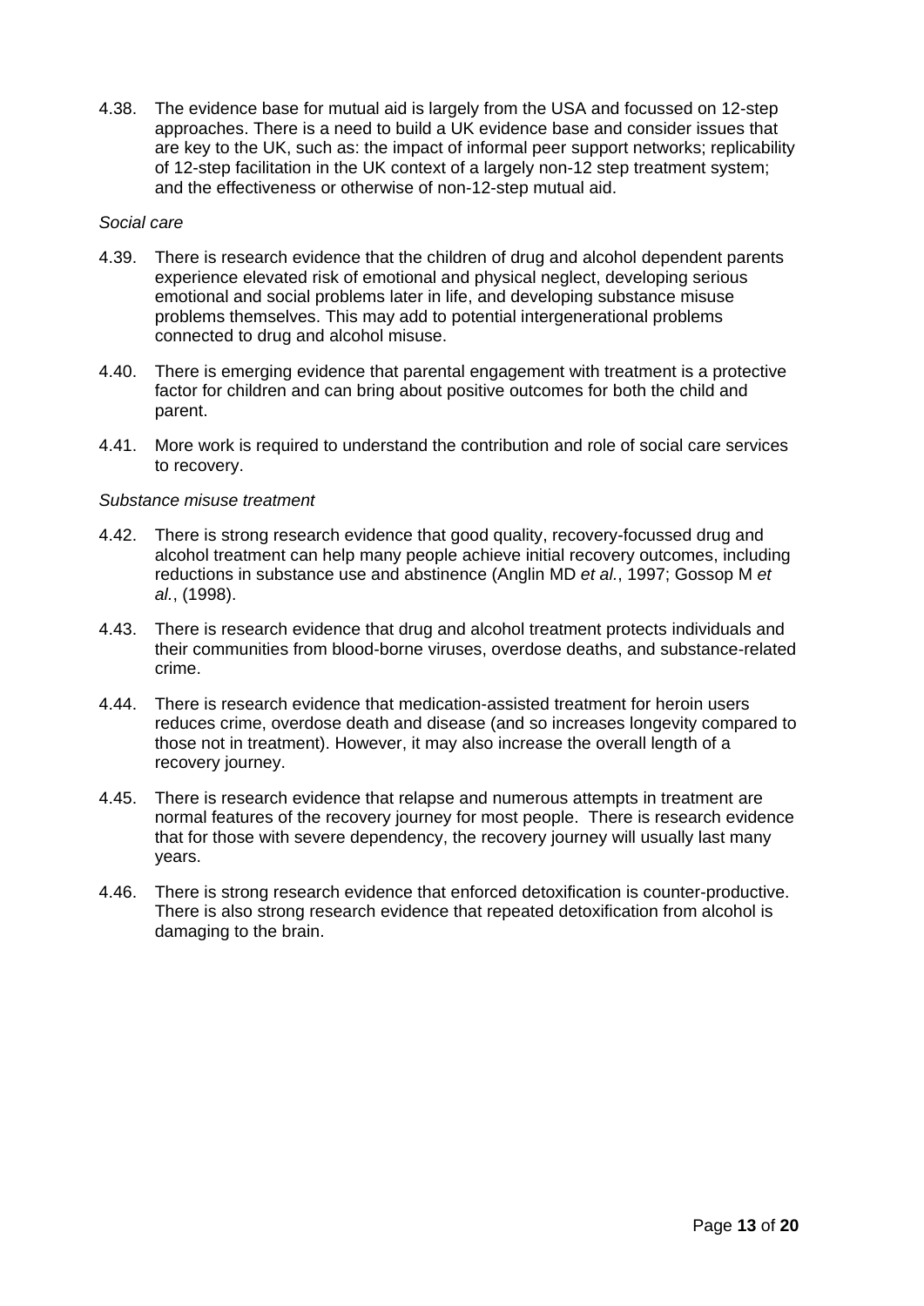4.38. The evidence base for mutual aid is largely from the USA and focussed on 12-step approaches. There is a need to build a UK evidence base and consider issues that are key to the UK, such as: the impact of informal peer support networks; replicability of 12-step facilitation in the UK context of a largely non-12 step treatment system; and the effectiveness or otherwise of non-12-step mutual aid.

*Social care*

4.39. There is research evidence that the children of drug and alcohol dependent parents experience elevated risk of emotional and physical neglect, developing serious emotional and social problems later in life, and developing substance misuse problems themselves. This may add to potential intergenerational problems connected to drug and alcohol misuse.

4.40. There is emerging evidence that parental engagement with treatment is a protective factor for children and can bring about positive outcomes for both the child and parent.

4.41. More work is required to understand the contribution and role of social care services to recovery.

*Substance misuse treatment*

4.42. There is strong research evidence that good quality, recovery-focussed drug and alcohol treatment can help many people achieve initial recovery outcomes, including reductions in substance use and abstinence (Anglin MD *et al.*, 1997; Gossop M *et al.*, (1998).

4.43. There is research evidence that drug and alcohol treatment protects individuals and their communities from blood-borne viruses, overdose deaths, and substance-related crime.

4.44. There is research evidence that medication-assisted treatment for heroin users reduces crime, overdose death and disease (and so increases longevity compared to those not in treatment). However, it may also increase the overall length of a recovery journey.

4.45. There is research evidence that relapse and numerous attempts in treatment are normal features of the recovery journey for most people. There is research evidence that for those with severe dependency, the recovery journey will usually last many years.

4.46. There is strong research evidence that enforced detoxification is counter-productive. There is also strong research evidence that repeated detoxification from alcohol is damaging to the brain.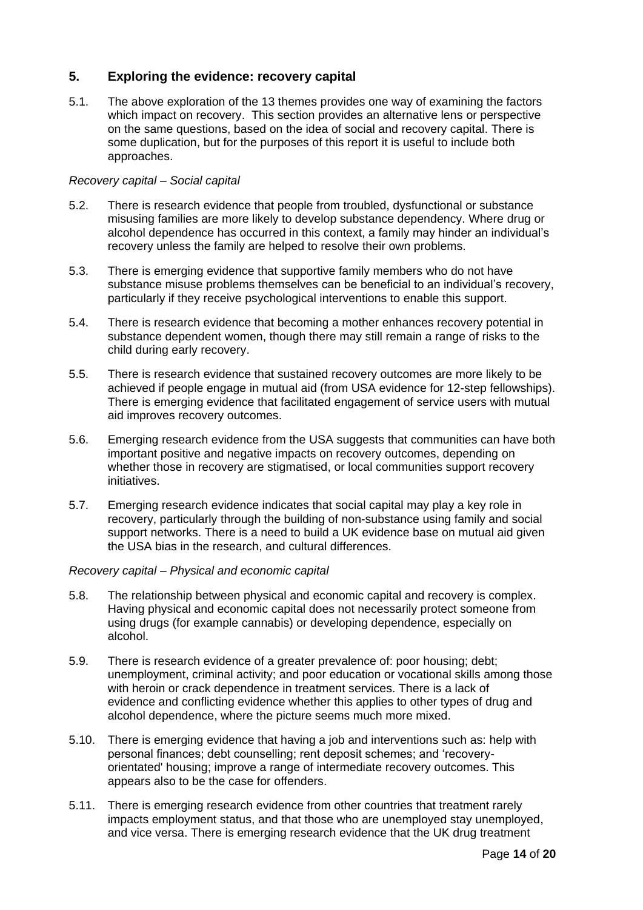## 5. Exploring the evidence: recovery capital

5.1. The above exploration of the 13 themes provides one way of examining the factors which impact on recovery. This section provides an alternative lens or perspective on the same questions, based on the idea of social and recovery capital. There is some duplication, but for the purposes of this report it is useful to include both approaches.

*Recovery capital – Social capital*

5.2. There is research evidence that people from troubled, dysfunctional or substance misusing families are more likely to develop substance dependency. Where drug or alcohol dependence has occurred in this context, a family may hinder an individual's recovery unless the family are helped to resolve their own problems.

5.3. There is emerging evidence that supportive family members who do not have substance misuse problems themselves can be beneficial to an individual's recovery, particularly if they receive psychological interventions to enable this support.

5.4. There is research evidence that becoming a mother enhances recovery potential in substance dependent women, though there may still remain a range of risks to the child during early recovery.

5.5. There is research evidence that sustained recovery outcomes are more likely to be achieved if people engage in mutual aid (from USA evidence for 12-step fellowships). There is emerging evidence that facilitated engagement of service users with mutual aid improves recovery outcomes.

5.6. Emerging research evidence from the USA suggests that communities can have both important positive and negative impacts on recovery outcomes, depending on whether those in recovery are stigmatised, or local communities support recovery initiatives.

5.7. Emerging research evidence indicates that social capital may play a key role in recovery, particularly through the building of non-substance using family and social support networks. There is a need to build a UK evidence base on mutual aid given the USA bias in the research, and cultural differences.

*Recovery capital – Physical and economic capital*

5.8. The relationship between physical and economic capital and recovery is complex. Having physical and economic capital does not necessarily protect someone from using drugs (for example cannabis) or developing dependence, especially on alcohol.

5.9. There is research evidence of a greater prevalence of: poor housing; debt; unemployment, criminal activity; and poor education or vocational skills among those with heroin or crack dependence in treatment services. There is a lack of evidence and conflicting evidence whether this applies to other types of drug and alcohol dependence, where the picture seems much more mixed.

5.10. There is emerging evidence that having a job and interventions such as: help with personal finances; debt counselling; rent deposit schemes; and 'recovery-orientated' housing; improve a range of intermediate recovery outcomes. This appears also to be the case for offenders.

5.11. There is emerging research evidence from other countries that treatment rarely impacts employment status, and that those who are unemployed stay unemployed, and vice versa. There is emerging research evidence that the UK drug treatment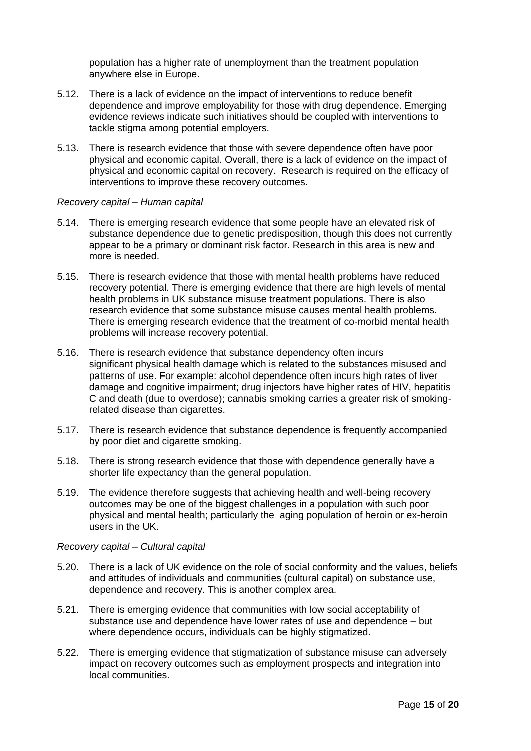population has a higher rate of unemployment than the treatment population anywhere else in Europe.

5.12. There is a lack of evidence on the impact of interventions to reduce benefit dependence and improve employability for those with drug dependence. Emerging evidence reviews indicate such initiatives should be coupled with interventions to tackle stigma among potential employers.

5.13. There is research evidence that those with severe dependence often have poor physical and economic capital. Overall, there is a lack of evidence on the impact of physical and economic capital on recovery. Research is required on the efficacy of interventions to improve these recovery outcomes.

*Recovery capital – Human capital*

5.14. There is emerging research evidence that some people have an elevated risk of substance dependence due to genetic predisposition, though this does not currently appear to be a primary or dominant risk factor. Research in this area is new and more is needed.

5.15. There is research evidence that those with mental health problems have reduced recovery potential. There is emerging evidence that there are high levels of mental health problems in UK substance misuse treatment populations. There is also research evidence that some substance misuse causes mental health problems. There is emerging research evidence that the treatment of co-morbid mental health problems will increase recovery potential.

5.16. There is research evidence that substance dependency often incurs significant physical health damage which is related to the substances misused and patterns of use. For example: alcohol dependence often incurs high rates of liver damage and cognitive impairment; drug injectors have higher rates of HIV, hepatitis C and death (due to overdose); cannabis smoking carries a greater risk of smoking-related disease than cigarettes.

5.17. There is research evidence that substance dependence is frequently accompanied by poor diet and cigarette smoking.

5.18. There is strong research evidence that those with dependence generally have a shorter life expectancy than the general population.

5.19. The evidence therefore suggests that achieving health and well-being recovery outcomes may be one of the biggest challenges in a population with such poor physical and mental health; particularly the aging population of heroin or ex-heroin users in the UK.

*Recovery capital – Cultural capital*

5.20. There is a lack of UK evidence on the role of social conformity and the values, beliefs and attitudes of individuals and communities (cultural capital) on substance use, dependence and recovery. This is another complex area.

5.21. There is emerging evidence that communities with low social acceptability of substance use and dependence have lower rates of use and dependence – but where dependence occurs, individuals can be highly stigmatized.

5.22. There is emerging evidence that stigmatization of substance misuse can adversely impact on recovery outcomes such as employment prospects and integration into local communities.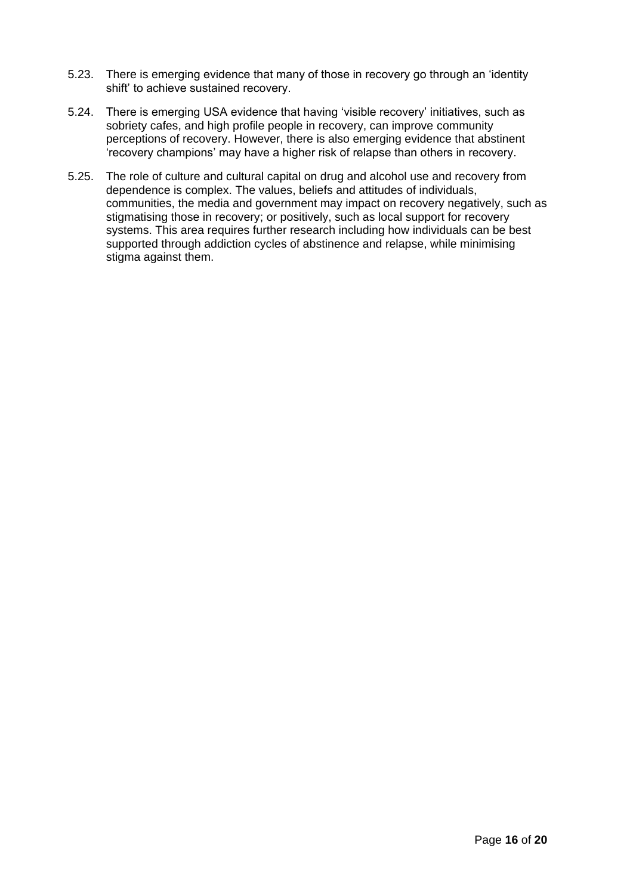5.23. There is emerging evidence that many of those in recovery go through an 'identity shift' to achieve sustained recovery.

5.24. There is emerging USA evidence that having 'visible recovery' initiatives, such as sobriety cafes, and high profile people in recovery, can improve community perceptions of recovery. However, there is also emerging evidence that abstinent 'recovery champions' may have a higher risk of relapse than others in recovery.

5.25. The role of culture and cultural capital on drug and alcohol use and recovery from dependence is complex. The values, beliefs and attitudes of individuals, communities, the media and government may impact on recovery negatively, such as stigmatising those in recovery; or positively, such as local support for recovery systems. This area requires further research including how individuals can be best supported through addiction cycles of abstinence and relapse, while minimising stigma against them.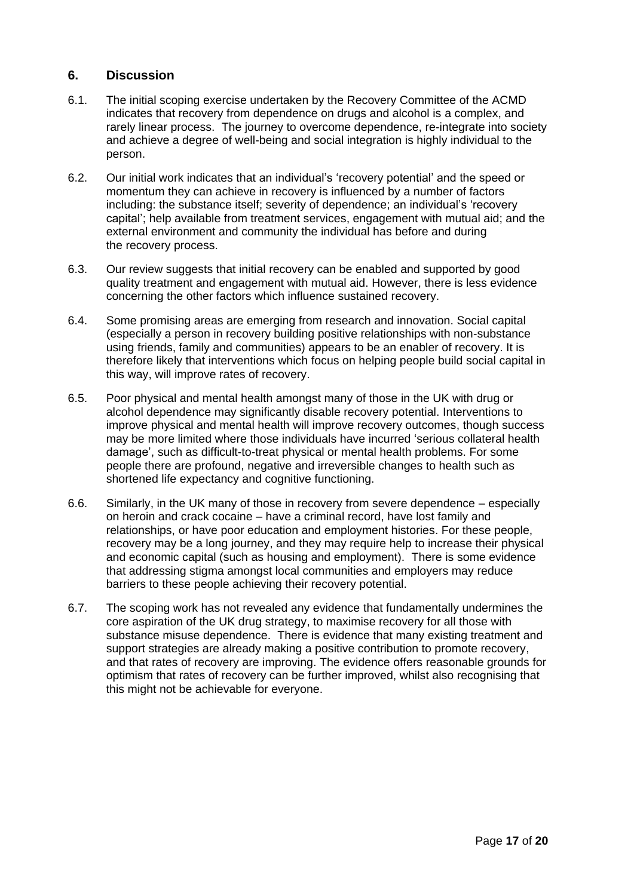## 6. Discussion

6.1. The initial scoping exercise undertaken by the Recovery Committee of the ACMD indicates that recovery from dependence on drugs and alcohol is a complex, and rarely linear process. The journey to overcome dependence, re-integrate into society and achieve a degree of well-being and social integration is highly individual to the person.

6.2. Our initial work indicates that an individual's 'recovery potential' and the speed or momentum they can achieve in recovery is influenced by a number of factors including: the substance itself; severity of dependence; an individual's 'recovery capital'; help available from treatment services, engagement with mutual aid; and the external environment and community the individual has before and during the recovery process.

6.3. Our review suggests that initial recovery can be enabled and supported by good quality treatment and engagement with mutual aid. However, there is less evidence concerning the other factors which influence sustained recovery.

6.4. Some promising areas are emerging from research and innovation. Social capital (especially a person in recovery building positive relationships with non-substance using friends, family and communities) appears to be an enabler of recovery. It is therefore likely that interventions which focus on helping people build social capital in this way, will improve rates of recovery.

6.5. Poor physical and mental health amongst many of those in the UK with drug or alcohol dependence may significantly disable recovery potential. Interventions to improve physical and mental health will improve recovery outcomes, though success may be more limited where those individuals have incurred 'serious collateral health damage', such as difficult-to-treat physical or mental health problems. For some people there are profound, negative and irreversible changes to health such as shortened life expectancy and cognitive functioning.

6.6. Similarly, in the UK many of those in recovery from severe dependence – especially on heroin and crack cocaine – have a criminal record, have lost family and relationships, or have poor education and employment histories. For these people, recovery may be a long journey, and they may require help to increase their physical and economic capital (such as housing and employment). There is some evidence that addressing stigma amongst local communities and employers may reduce barriers to these people achieving their recovery potential.

6.7. The scoping work has not revealed any evidence that fundamentally undermines the core aspiration of the UK drug strategy, to maximise recovery for all those with substance misuse dependence. There is evidence that many existing treatment and support strategies are already making a positive contribution to promote recovery, and that rates of recovery are improving. The evidence offers reasonable grounds for optimism that rates of recovery can be further improved, whilst also recognising that this might not be achievable for everyone.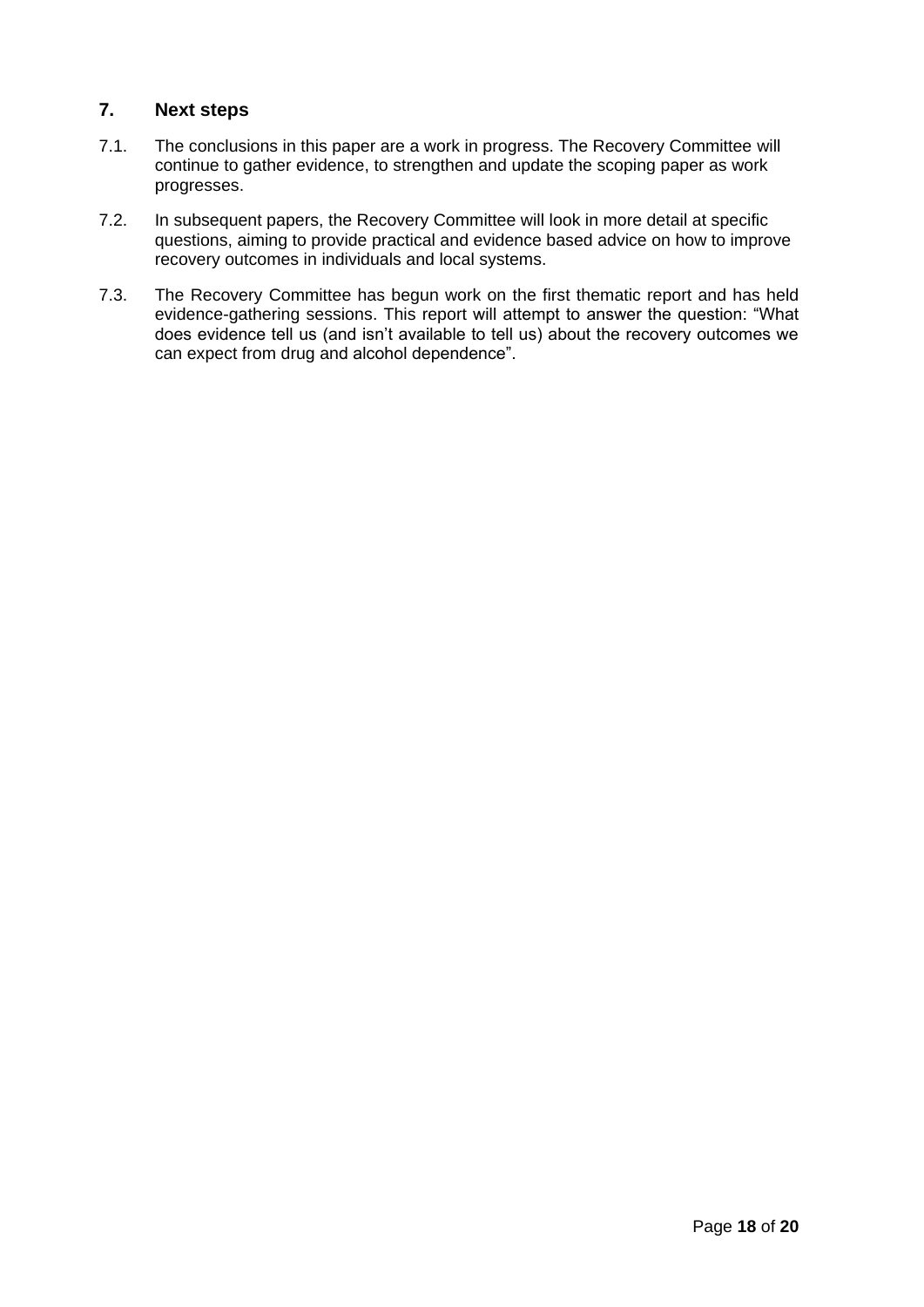## 7. Next steps

7.1. The conclusions in this paper are a work in progress. The Recovery Committee will continue to gather evidence, to strengthen and update the scoping paper as work progresses.

7.2. In subsequent papers, the Recovery Committee will look in more detail at specific questions, aiming to provide practical and evidence based advice on how to improve recovery outcomes in individuals and local systems.

7.3. The Recovery Committee has begun work on the first thematic report and has held evidence-gathering sessions. This report will attempt to answer the question: "What does evidence tell us (and isn't available to tell us) about the recovery outcomes we can expect from drug and alcohol dependence".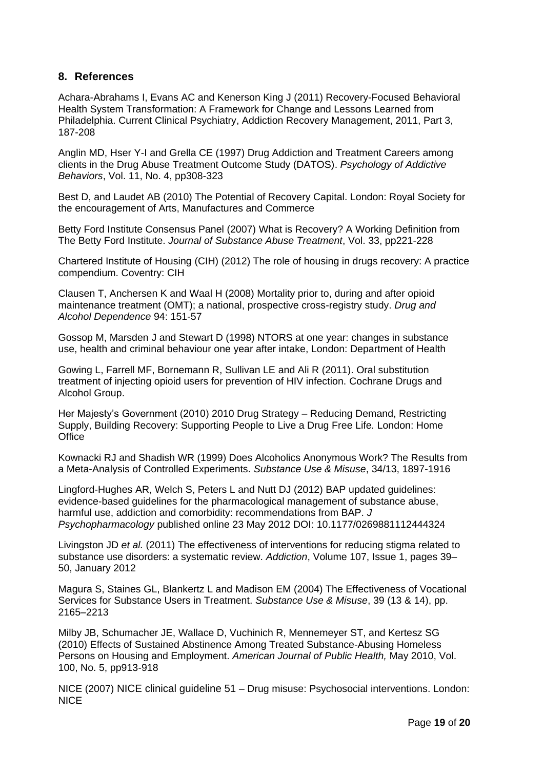## 8. References

Achara-Abrahams I, Evans AC and Kenerson King J (2011) Recovery-Focused Behavioral Health System Transformation: A Framework for Change and Lessons Learned from Philadelphia. Current Clinical Psychiatry, Addiction Recovery Management, 2011, Part 3, 187-208

Anglin MD, Hser Y-I and Grella CE (1997) Drug Addiction and Treatment Careers among clients in the Drug Abuse Treatment Outcome Study (DATOS). *Psychology of Addictive Behaviors*, Vol. 11, No. 4, pp308-323

Best D, and Laudet AB (2010) The Potential of Recovery Capital. London: Royal Society for the encouragement of Arts, Manufactures and Commerce

Betty Ford Institute Consensus Panel (2007) What is Recovery? A Working Definition from The Betty Ford Institute. *Journal of Substance Abuse Treatment*, Vol. 33, pp221-228

Chartered Institute of Housing (CIH) (2012) The role of housing in drugs recovery: A practice compendium. Coventry: CIH

Clausen T, Anchersen K and Waal H (2008) Mortality prior to, during and after opioid maintenance treatment (OMT); a national, prospective cross-registry study. *Drug and Alcohol Dependence* 94: 151-57

Gossop M, Marsden J and Stewart D (1998) NTORS at one year: changes in substance use, health and criminal behaviour one year after intake, London: Department of Health

Gowing L, Farrell MF, Bornemann R, Sullivan LE and Ali R (2011). Oral substitution treatment of injecting opioid users for prevention of HIV infection. Cochrane Drugs and Alcohol Group.

Her Majesty's Government (2010) 2010 Drug Strategy – Reducing Demand, Restricting Supply, Building Recovery: Supporting People to Live a Drug Free Life*.* London: Home Office

Kownacki RJ and Shadish WR (1999) Does Alcoholics Anonymous Work? The Results from a Meta-Analysis of Controlled Experiments. *Substance Use & Misuse*, 34/13, 1897-1916

Lingford-Hughes AR, Welch S, Peters L and Nutt DJ (2012) BAP updated guidelines: evidence-based guidelines for the pharmacological management of substance abuse, harmful use, addiction and comorbidity: recommendations from BAP. *J Psychopharmacology* published online 23 May 2012 DOI: 10.1177/0269881112444324

Livingston JD *et al.* (2011) The effectiveness of interventions for reducing stigma related to substance use disorders: a systematic review. *Addiction*, Volume 107, Issue 1, pages 39–50, January 2012

Magura S, Staines GL, Blankertz L and Madison EM (2004) The Effectiveness of Vocational Services for Substance Users in Treatment. *Substance Use & Misuse*, 39 (13 & 14), pp. 2165–2213

Milby JB, Schumacher JE, Wallace D, Vuchinich R, Mennemeyer ST, and Kertesz SG (2010) Effects of Sustained Abstinence Among Treated Substance-Abusing Homeless Persons on Housing and Employment. *American Journal of Public Health,* May 2010, Vol. 100, No. 5, pp913-918

NICE (2007) NICE clinical guideline 51 – Drug misuse: Psychosocial interventions. London: NICE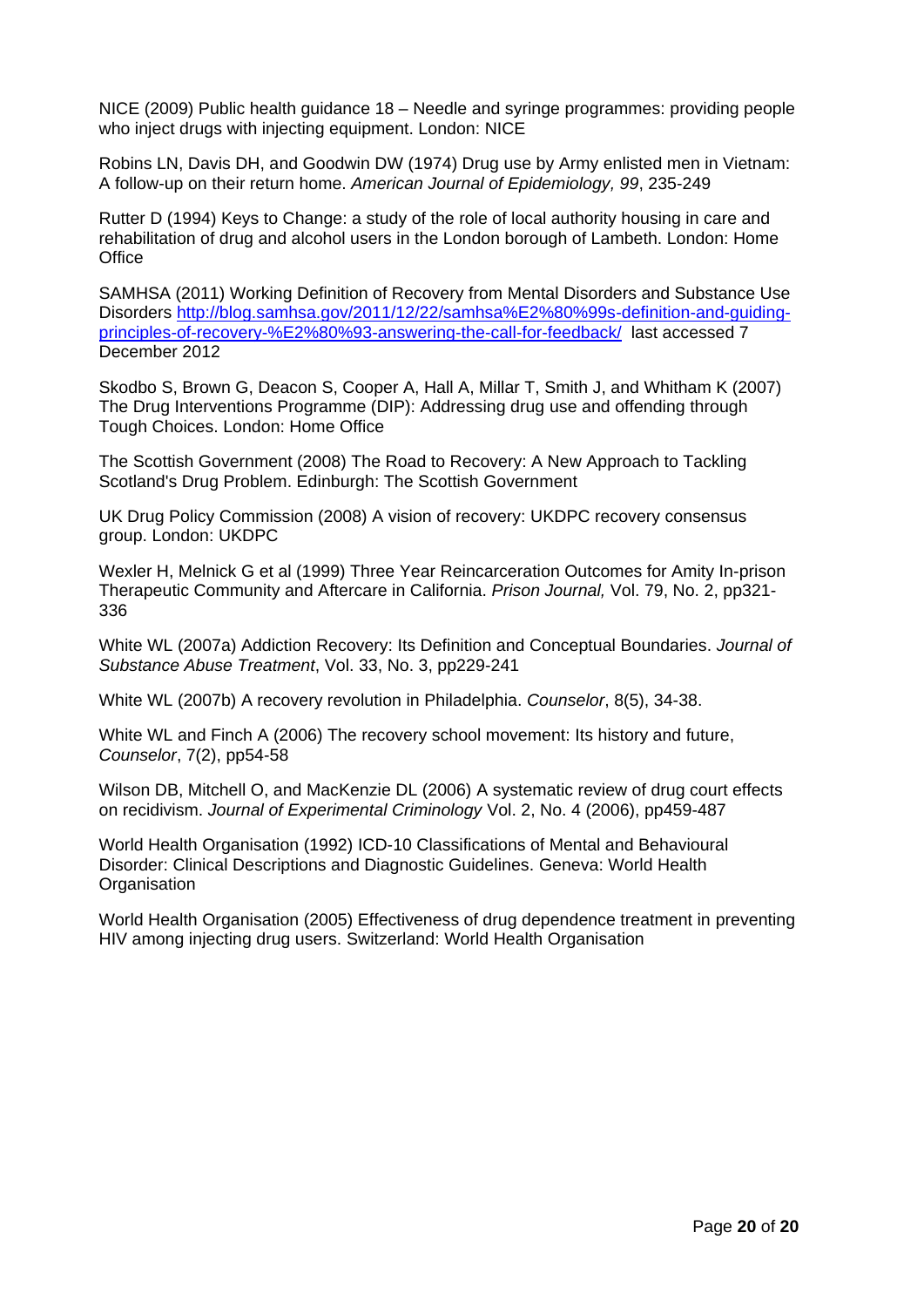NICE (2009) Public health guidance 18 – Needle and syringe programmes: providing people who inject drugs with injecting equipment. London: NICE

Robins LN, Davis DH, and Goodwin DW (1974) Drug use by Army enlisted men in Vietnam: A follow-up on their return home. *American Journal of Epidemiology, 99*, 235-249

Rutter D (1994) Keys to Change: a study of the role of local authority housing in care and rehabilitation of drug and alcohol users in the London borough of Lambeth. London: Home Office

SAMHSA (2011) Working Definition of Recovery from Mental Disorders and Substance Use Disorders [http://blog.samhsa.gov/2011/12/22/samhsa%E2%80%99s-definition-and-guiding-principles-of-recovery-%E2%80%93-answering-the-call-for-feedback/](http://blog.samhsa.gov/2011/12/22/samhsa%E2%80%99s-definition-and-guiding-principles-of-recovery-%E2%80%93-answering-the-call-for-feedback/) last accessed 7 December 2012

Skodbo S, Brown G, Deacon S, Cooper A, Hall A, Millar T, Smith J, and Whitham K (2007) The Drug Interventions Programme (DIP): Addressing drug use and offending through Tough Choices. London: Home Office

The Scottish Government (2008) The Road to Recovery: A New Approach to Tackling Scotland's Drug Problem. Edinburgh: The Scottish Government

UK Drug Policy Commission (2008) A vision of recovery: UKDPC recovery consensus group. London: UKDPC

Wexler H, Melnick G et al (1999) Three Year Reincarceration Outcomes for Amity In-prison Therapeutic Community and Aftercare in California. *Prison Journal,* Vol. 79, No. 2, pp321-336

White WL (2007a) Addiction Recovery: Its Definition and Conceptual Boundaries. *Journal of Substance Abuse Treatment*, Vol. 33, No. 3, pp229-241

White WL (2007b) A recovery revolution in Philadelphia. *Counselor*, 8(5), 34-38.

White WL and Finch A (2006) The recovery school movement: Its history and future, *Counselor*, 7(2), pp54-58

Wilson DB, Mitchell O, and MacKenzie DL (2006) A systematic review of drug court effects on recidivism. *Journal of Experimental Criminology* Vol. 2, No. 4 (2006), pp459-487

World Health Organisation (1992) ICD-10 Classifications of Mental and Behavioural Disorder: Clinical Descriptions and Diagnostic Guidelines. Geneva: World Health Organisation

World Health Organisation (2005) Effectiveness of drug dependence treatment in preventing HIV among injecting drug users. Switzerland: World Health Organisation